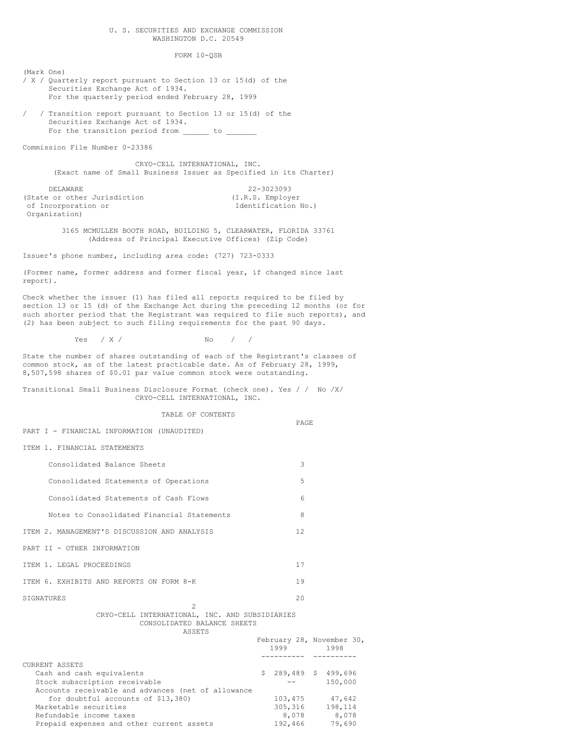U. S. SECURITIES AND EXCHANGE COMMISSION
WASHINGTON D.C. 20549

FORM 10-QSB

(Mark One)

/ X / Quarterly report pursuant to Section 13 or 15(d) of the Securities Exchange Act of 1934.
For the quarterly period ended February 28, 1999

/ / Transition report pursuant to Section 13 or 15(d) of the Securities Exchange Act of 1934.
For the transition period from ______ to _______

Commission File Number 0-23386

CRYO-CELL INTERNATIONAL, INC.
(Exact name of Small Business Issuer as Specified in its Charter)

| DELAWARE | 22-3023093 |
|---|---|
| (State or other Jurisdiction of Incorporation or Organization) | (I.R.S. Employer Identification No.) |

3165 MCMULLEN BOOTH ROAD, BUILDING 5, CLEARWATER, FLORIDA 33761
(Address of Principal Executive Offices) (Zip Code)

Issuer's phone number, including area code: (727) 723-0333

(Former name, former address and former fiscal year, if changed since last report).

Check whether the issuer (1) has filed all reports required to be filed by section 13 or 15 (d) of the Exchange Act during the preceding 12 months (or for such shorter period that the Registrant was required to file such reports), and (2) has been subject to such filing requirements for the past 90 days.

Yes / X / No / /

State the number of shares outstanding of each of the Registrant's classes of common stock, as of the latest practicable date. As of February 28, 1999, 8,507,598 shares of $0.01 par value common stock were outstanding.

Transitional Small Business Disclosure Format (check one). Yes / / No /X/

CRYO-CELL INTERNATIONAL, INC.

TABLE OF CONTENTS

| | PAGE |
|---|---|
| PART I - FINANCIAL INFORMATION (UNAUDITED) | |
| ITEM 1. FINANCIAL STATEMENTS | |
| Consolidated Balance Sheets | 3 |
| Consolidated Statements of Operations | 5 |
| Consolidated Statements of Cash Flows | 6 |
| Notes to Consolidated Financial Statements | 8 |
| ITEM 2. MANAGEMENT'S DISCUSSION AND ANALYSIS | 12 |
| PART II - OTHER INFORMATION | |
| ITEM 1. LEGAL PROCEEDINGS | 17 |
| ITEM 6. EXHIBITS AND REPORTS ON FORM 8-K | 19 |
| SIGNATURES | 20 |

CRYO-CELL INTERNATIONAL, INC. AND SUBSIDIARIES
CONSOLIDATED BALANCE SHEETS
ASSETS

| | February 28, 1999 | November 30, 1998 |
|---|---|---|
| CURRENT ASSETS | | |
| Cash and cash equivalents | $ 289,489 | $ 499,696 |
| Stock subscription receivable | -- | 150,000 |
| Accounts receivable and advances (net of allowance for doubtful accounts of $13,380) | 103,475 | 47,642 |
| Marketable securities | 305,316 | 198,114 |
| Refundable income taxes | 8,078 | 8,078 |
| Prepaid expenses and other current assets | 192,466 | 79,690 |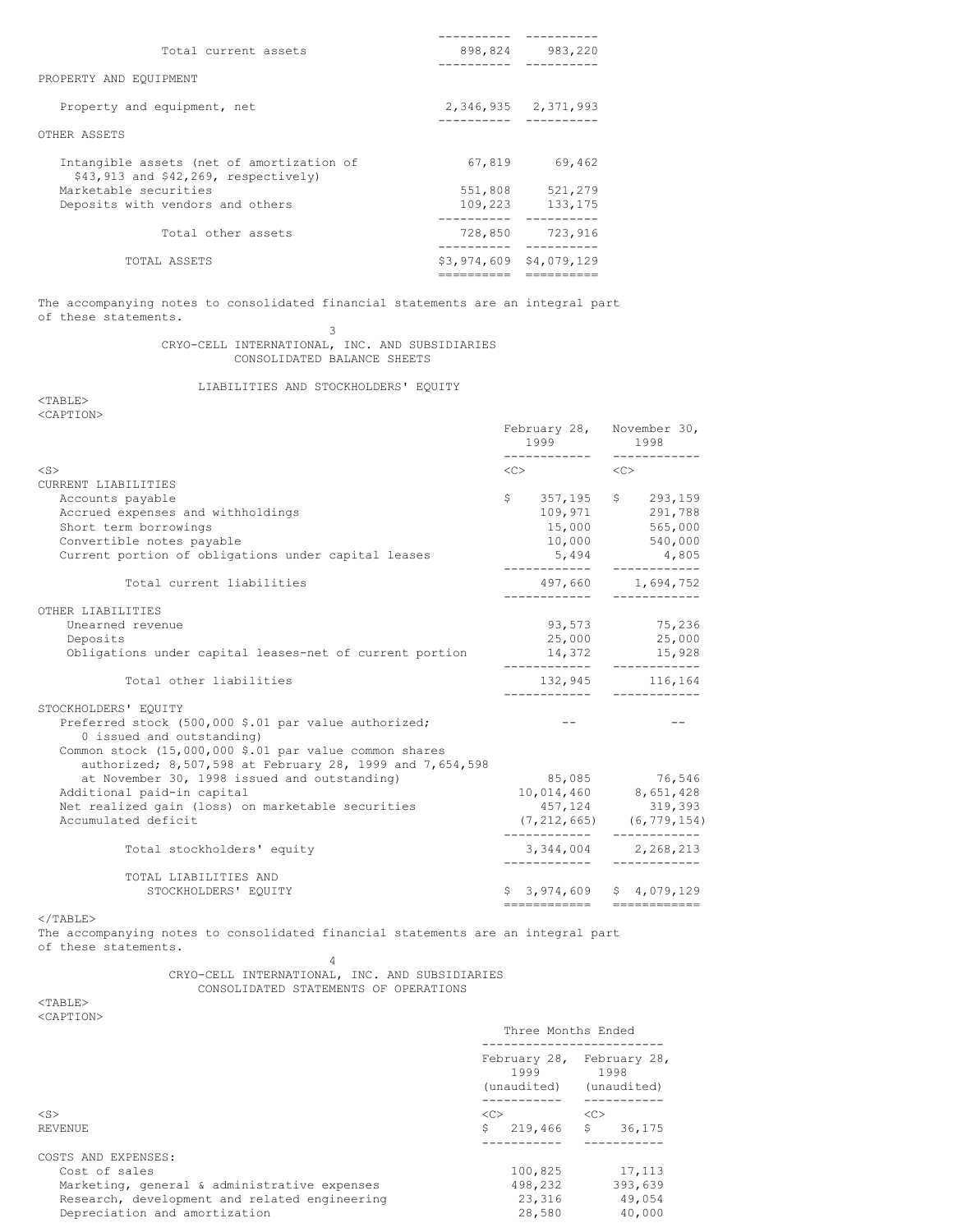| | | |
|---|---|---|
| Total current assets | 898,824 | 983,220 |
| **PROPERTY AND EQUIPMENT** | | |
| Property and equipment, net | 2,346,935 | 2,371,993 |
| **OTHER ASSETS** | | |
| Intangible assets (net of amortization of $43,913 and $42,269, respectively) | 67,819 | 69,462 |
| Marketable securities | 551,808 | 521,279 |
| Deposits with vendors and others | 109,223 | 133,175 |
| Total other assets | 728,850 | 723,916 |
| TOTAL ASSETS | $3,974,609 | $4,079,129 |

The accompanying notes to consolidated financial statements are an integral part of these statements.

## CRYO-CELL INTERNATIONAL, INC. AND SUBSIDIARIES
## CONSOLIDATED BALANCE SHEETS

### LIABILITIES AND STOCKHOLDERS' EQUITY

| | February 28, 1999 | November 30, 1998 |
|---|---|---|
| **CURRENT LIABILITIES** | | |
| Accounts payable | $ 357,195 | $ 293,159 |
| Accrued expenses and withholdings | 109,971 | 291,788 |
| Short term borrowings | 15,000 | 565,000 |
| Convertible notes payable | 10,000 | 540,000 |
| Current portion of obligations under capital leases | 5,494 | 4,805 |
| Total current liabilities | 497,660 | 1,694,752 |
| **OTHER LIABILITIES** | | |
| Unearned revenue | 93,573 | 75,236 |
| Deposits | 25,000 | 25,000 |
| Obligations under capital leases-net of current portion | 14,372 | 15,928 |
| Total other liabilities | 132,945 | 116,164 |
| **STOCKHOLDERS' EQUITY** | | |
| Preferred stock (500,000 $.01 par value authorized; 0 issued and outstanding) | -- | -- |
| Common stock (15,000,000 $.01 par value common shares authorized; 8,507,598 at February 28, 1999 and 7,654,598 at November 30, 1998 issued and outstanding) | 85,085 | 76,546 |
| Additional paid-in capital | 10,014,460 | 8,651,428 |
| Net realized gain (loss) on marketable securities | 457,124 | 319,393 |
| Accumulated deficit | (7,212,665) | (6,779,154) |
| Total stockholders' equity | 3,344,004 | 2,268,213 |
| TOTAL LIABILITIES AND STOCKHOLDERS' EQUITY | $ 3,974,609 | $ 4,079,129 |

The accompanying notes to consolidated financial statements are an integral part of these statements.

## CRYO-CELL INTERNATIONAL, INC. AND SUBSIDIARIES
## CONSOLIDATED STATEMENTS OF OPERATIONS

| | Three Months Ended | |
|---|---|---|
| | February 28, 1999 (unaudited) | February 28, 1998 (unaudited) |
| REVENUE | $ 219,466 | $ 36,175 |
| **COSTS AND EXPENSES:** | | |
| Cost of sales | 100,825 | 17,113 |
| Marketing, general & administrative expenses | 498,232 | 393,639 |
| Research, development and related engineering | 23,316 | 49,054 |
| Depreciation and amortization | 28,580 | 40,000 |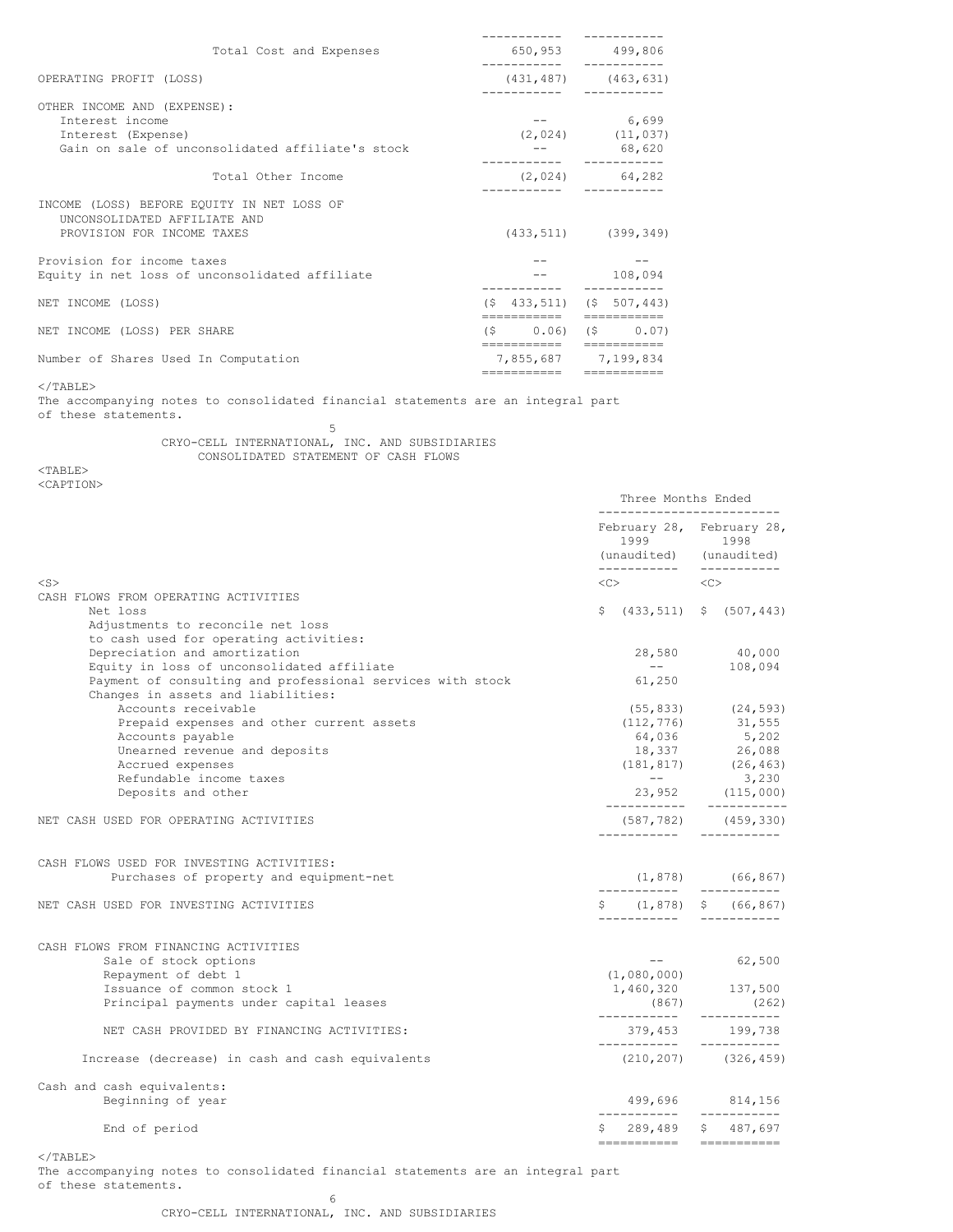| | | |
|---|---|---|
| Total Cost and Expenses | 650,953 | 499,806 |
| OPERATING PROFIT (LOSS) | (431,487) | (463,631) |
| OTHER INCOME AND (EXPENSE): | | |
| Interest income | -- | 6,699 |
| Interest (Expense) | (2,024) | (11,037) |
| Gain on sale of unconsolidated affiliate's stock | -- | 68,620 |
| Total Other Income | (2,024) | 64,282 |
| INCOME (LOSS) BEFORE EQUITY IN NET LOSS OF UNCONSOLIDATED AFFILIATE AND PROVISION FOR INCOME TAXES | (433,511) | (399,349) |
| Provision for income taxes | -- | -- |
| Equity in net loss of unconsolidated affiliate | -- | 108,094 |
| NET INCOME (LOSS) | ($ 433,511) | ($ 507,443) |
| NET INCOME (LOSS) PER SHARE | ($ 0.06) | ($ 0.07) |
| Number of Shares Used In Computation | 7,855,687 | 7,199,834 |

The accompanying notes to consolidated financial statements are an integral part of these statements.

CRYO-CELL INTERNATIONAL, INC. AND SUBSIDIARIES
CONSOLIDATED STATEMENT OF CASH FLOWS

| | Three Months Ended | |
|---|---|---|
| | February 28, 1999 (unaudited) | February 28, 1998 (unaudited) |
| CASH FLOWS FROM OPERATING ACTIVITIES | | |
| Net loss | $ (433,511) | $ (507,443) |
| Adjustments to reconcile net loss to cash used for operating activities: | | |
| Depreciation and amortization | 28,580 | 40,000 |
| Equity in loss of unconsolidated affiliate | -- | 108,094 |
| Payment of consulting and professional services with stock | 61,250 | |
| Changes in assets and liabilities: | | |
| Accounts receivable | (55,833) | (24,593) |
| Prepaid expenses and other current assets | (112,776) | 31,555 |
| Accounts payable | 64,036 | 5,202 |
| Unearned revenue and deposits | 18,337 | 26,088 |
| Accrued expenses | (181,817) | (26,463) |
| Refundable income taxes | -- | 3,230 |
| Deposits and other | 23,952 | (115,000) |
| NET CASH USED FOR OPERATING ACTIVITIES | (587,782) | (459,330) |
| CASH FLOWS USED FOR INVESTING ACTIVITIES: | | |
| Purchases of property and equipment-net | (1,878) | (66,867) |
| NET CASH USED FOR INVESTING ACTIVITIES | $ (1,878) | $ (66,867) |
| CASH FLOWS FROM FINANCING ACTIVITIES | | |
| Sale of stock options | -- | 62,500 |
| Repayment of debt 1 | (1,080,000) | |
| Issuance of common stock 1 | 1,460,320 | 137,500 |
| Principal payments under capital leases | (867) | (262) |
| NET CASH PROVIDED BY FINANCING ACTIVITIES: | 379,453 | 199,738 |
| Increase (decrease) in cash and cash equivalents | (210,207) | (326,459) |
| Cash and cash equivalents: | | |
| Beginning of year | 499,696 | 814,156 |
| End of period | $ 289,489 | $ 487,697 |

The accompanying notes to consolidated financial statements are an integral part of these statements.

CRYO-CELL INTERNATIONAL, INC. AND SUBSIDIARIES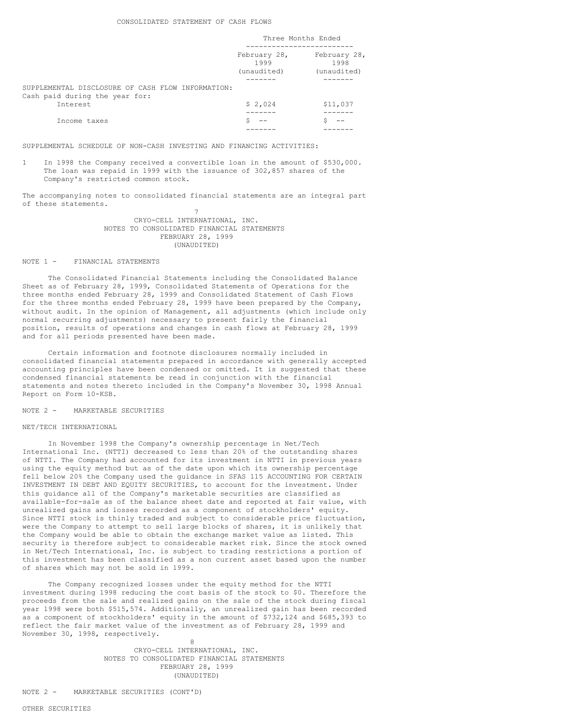CONSOLIDATED STATEMENT OF CASH FLOWS

| | Three Months Ended | |
|---|---|---|
| | February 28, 1999 (unaudited) | February 28, 1998 (unaudited) |
| SUPPLEMENTAL DISCLOSURE OF CASH FLOW INFORMATION: | | |
| Cash paid during the year for: | | |
| Interest | $ 2,024 | $11,037 |
| Income taxes | $ -- | $ -- |

SUPPLEMENTAL SCHEDULE OF NON-CASH INVESTING AND FINANCING ACTIVITIES:

1. In 1998 the Company received a convertible loan in the amount of $530,000. The loan was repaid in 1999 with the issuance of 302,857 shares of the Company's restricted common stock.

The accompanying notes to consolidated financial statements are an integral part of these statements.

CRYO-CELL INTERNATIONAL, INC.
NOTES TO CONSOLIDATED FINANCIAL STATEMENTS
FEBRUARY 28, 1999
(UNAUDITED)

NOTE 1 - FINANCIAL STATEMENTS

The Consolidated Financial Statements including the Consolidated Balance Sheet as of February 28, 1999, Consolidated Statements of Operations for the three months ended February 28, 1999 and Consolidated Statement of Cash Flows for the three months ended February 28, 1999 have been prepared by the Company, without audit. In the opinion of Management, all adjustments (which include only normal recurring adjustments) necessary to present fairly the financial position, results of operations and changes in cash flows at February 28, 1999 and for all periods presented have been made.

Certain information and footnote disclosures normally included in consolidated financial statements prepared in accordance with generally accepted accounting principles have been condensed or omitted. It is suggested that these condensed financial statements be read in conjunction with the financial statements and notes thereto included in the Company's November 30, 1998 Annual Report on Form 10-KSB.

NOTE 2 - MARKETABLE SECURITIES

NET/TECH INTERNATIONAL

In November 1998 the Company's ownership percentage in Net/Tech International Inc. (NTTI) decreased to less than 20% of the outstanding shares of NTTI. The Company had accounted for its investment in NTTI in previous years using the equity method but as of the date upon which its ownership percentage fell below 20% the Company used the guidance in SFAS 115 ACCOUNTING FOR CERTAIN INVESTMENT IN DEBT AND EQUITY SECURITIES, to account for the investment. Under this guidance all of the Company's marketable securities are classified as available-for-sale as of the balance sheet date and reported at fair value, with unrealized gains and losses recorded as a component of stockholders' equity. Since NTTI stock is thinly traded and subject to considerable price fluctuation, were the Company to attempt to sell large blocks of shares, it is unlikely that the Company would be able to obtain the exchange market value as listed. This security is therefore subject to considerable market risk. Since the stock owned in Net/Tech International, Inc. is subject to trading restrictions a portion of this investment has been classified as a non current asset based upon the number of shares which may not be sold in 1999.

The Company recognized losses under the equity method for the NTTI investment during 1998 reducing the cost basis of the stock to $0. Therefore the proceeds from the sale and realized gains on the sale of the stock during fiscal year 1998 were both $515,574. Additionally, an unrealized gain has been recorded as a component of stockholders' equity in the amount of $732,124 and $685,393 to reflect the fair market value of the investment as of February 28, 1999 and November 30, 1998, respectively.

CRYO-CELL INTERNATIONAL, INC.
NOTES TO CONSOLIDATED FINANCIAL STATEMENTS
FEBRUARY 28, 1999
(UNAUDITED)

NOTE 2 - MARKETABLE SECURITIES (CONT'D)

OTHER SECURITIES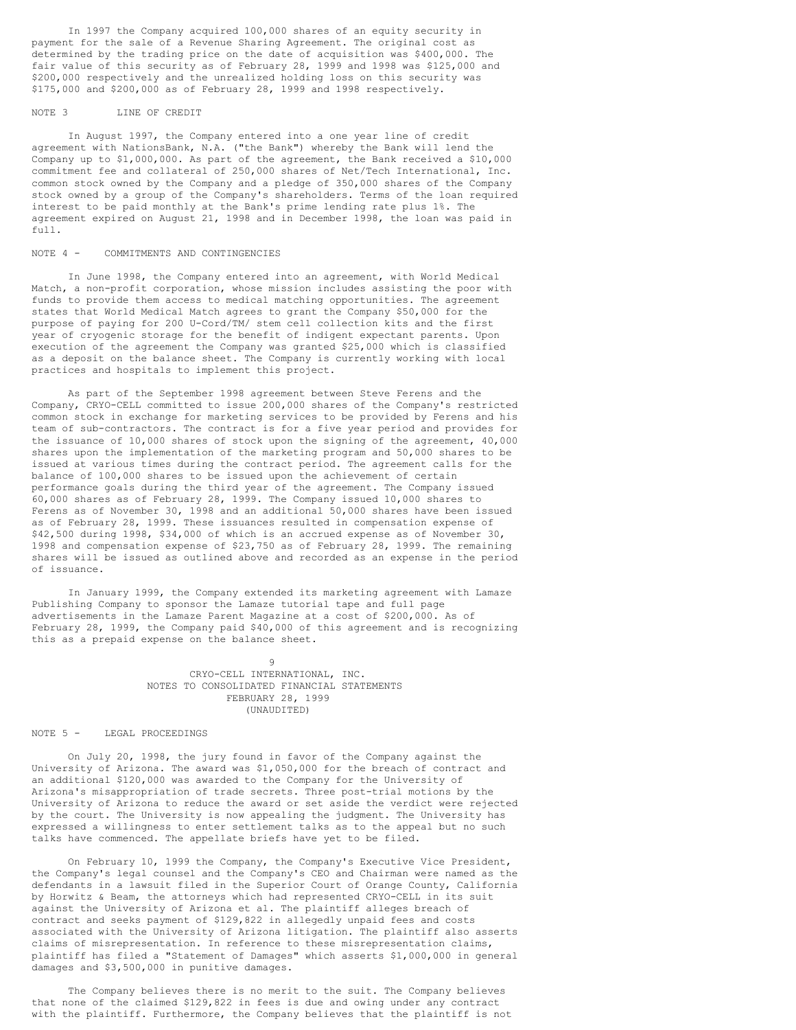In 1997 the Company acquired 100,000 shares of an equity security in payment for the sale of a Revenue Sharing Agreement. The original cost as determined by the trading price on the date of acquisition was $400,000. The fair value of this security as of February 28, 1999 and 1998 was $125,000 and $200,000 respectively and the unrealized holding loss on this security was $175,000 and $200,000 as of February 28, 1999 and 1998 respectively.

## NOTE 3 LINE OF CREDIT

In August 1997, the Company entered into a one year line of credit agreement with NationsBank, N.A. ("the Bank") whereby the Bank will lend the Company up to $1,000,000. As part of the agreement, the Bank received a $10,000 commitment fee and collateral of 250,000 shares of Net/Tech International, Inc. common stock owned by the Company and a pledge of 350,000 shares of the Company stock owned by a group of the Company's shareholders. Terms of the loan required interest to be paid monthly at the Bank's prime lending rate plus 1%. The agreement expired on August 21, 1998 and in December 1998, the loan was paid in full.

## NOTE 4 - COMMITMENTS AND CONTINGENCIES

In June 1998, the Company entered into an agreement, with World Medical Match, a non-profit corporation, whose mission includes assisting the poor with funds to provide them access to medical matching opportunities. The agreement states that World Medical Match agrees to grant the Company $50,000 for the purpose of paying for 200 U-Cord/TM/ stem cell collection kits and the first year of cryogenic storage for the benefit of indigent expectant parents. Upon execution of the agreement the Company was granted $25,000 which is classified as a deposit on the balance sheet. The Company is currently working with local practices and hospitals to implement this project.

As part of the September 1998 agreement between Steve Ferens and the Company, CRYO-CELL committed to issue 200,000 shares of the Company's restricted common stock in exchange for marketing services to be provided by Ferens and his team of sub-contractors. The contract is for a five year period and provides for the issuance of 10,000 shares of stock upon the signing of the agreement, 40,000 shares upon the implementation of the marketing program and 50,000 shares to be issued at various times during the contract period. The agreement calls for the balance of 100,000 shares to be issued upon the achievement of certain performance goals during the third year of the agreement. The Company issued 60,000 shares as of February 28, 1999. The Company issued 10,000 shares to Ferens as of November 30, 1998 and an additional 50,000 shares have been issued as of February 28, 1999. These issuances resulted in compensation expense of $42,500 during 1998, $34,000 of which is an accrued expense as of November 30, 1998 and compensation expense of $23,750 as of February 28, 1999. The remaining shares will be issued as outlined above and recorded as an expense in the period of issuance.

In January 1999, the Company extended its marketing agreement with Lamaze Publishing Company to sponsor the Lamaze tutorial tape and full page advertisements in the Lamaze Parent Magazine at a cost of $200,000. As of February 28, 1999, the Company paid $40,000 of this agreement and is recognizing this as a prepaid expense on the balance sheet.

CRYO-CELL INTERNATIONAL, INC.
NOTES TO CONSOLIDATED FINANCIAL STATEMENTS
FEBRUARY 28, 1999
(UNAUDITED)

## NOTE 5 - LEGAL PROCEEDINGS

On July 20, 1998, the jury found in favor of the Company against the University of Arizona. The award was $1,050,000 for the breach of contract and an additional $120,000 was awarded to the Company for the University of Arizona's misappropriation of trade secrets. Three post-trial motions by the University of Arizona to reduce the award or set aside the verdict were rejected by the court. The University is now appealing the judgment. The University has expressed a willingness to enter settlement talks as to the appeal but no such talks have commenced. The appellate briefs have yet to be filed.

On February 10, 1999 the Company, the Company's Executive Vice President, the Company's legal counsel and the Company's CEO and Chairman were named as the defendants in a lawsuit filed in the Superior Court of Orange County, California by Horwitz & Beam, the attorneys which had represented CRYO-CELL in its suit against the University of Arizona et al. The plaintiff alleges breach of contract and seeks payment of $129,822 in allegedly unpaid fees and costs associated with the University of Arizona litigation. The plaintiff also asserts claims of misrepresentation. In reference to these misrepresentation claims, plaintiff has filed a "Statement of Damages" which asserts $1,000,000 in general damages and $3,500,000 in punitive damages.

The Company believes there is no merit to the suit. The Company believes that none of the claimed $129,822 in fees is due and owing under any contract with the plaintiff. Furthermore, the Company believes that the plaintiff is not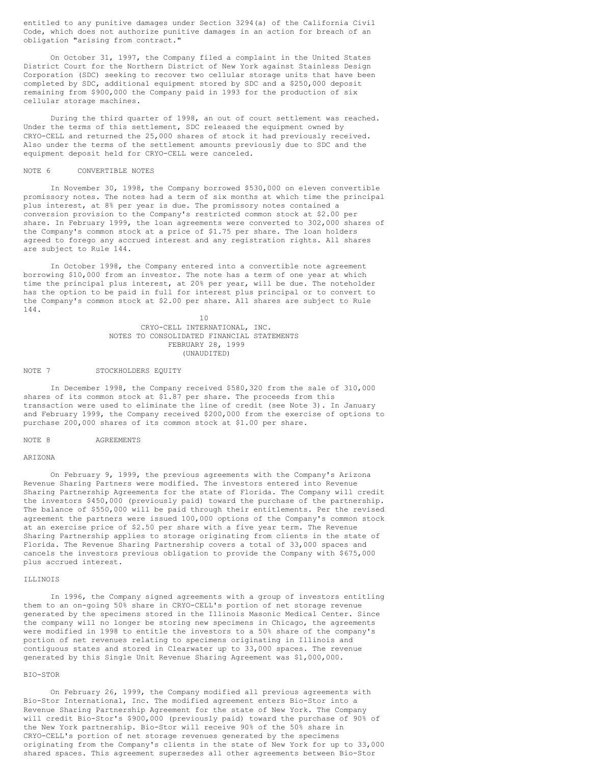entitled to any punitive damages under Section 3294(a) of the California Civil Code, which does not authorize punitive damages in an action for breach of an obligation "arising from contract."

On October 31, 1997, the Company filed a complaint in the United States District Court for the Northern District of New York against Stainless Design Corporation (SDC) seeking to recover two cellular storage units that have been completed by SDC, additional equipment stored by SDC and a $250,000 deposit remaining from $900,000 the Company paid in 1993 for the production of six cellular storage machines.

During the third quarter of 1998, an out of court settlement was reached. Under the terms of this settlement, SDC released the equipment owned by CRYO-CELL and returned the 25,000 shares of stock it had previously received. Also under the terms of the settlement amounts previously due to SDC and the equipment deposit held for CRYO-CELL were canceled.

## NOTE 6 CONVERTIBLE NOTES

In November 30, 1998, the Company borrowed $530,000 on eleven convertible promissory notes. The notes had a term of six months at which time the principal plus interest, at 8% per year is due. The promissory notes contained a conversion provision to the Company's restricted common stock at $2.00 per share. In February 1999, the loan agreements were converted to 302,000 shares of the Company's common stock at a price of $1.75 per share. The loan holders agreed to forego any accrued interest and any registration rights. All shares are subject to Rule 144.

In October 1998, the Company entered into a convertible note agreement borrowing $10,000 from an investor. The note has a term of one year at which time the principal plus interest, at 20% per year, will be due. The noteholder has the option to be paid in full for interest plus principal or to convert to the Company's common stock at $2.00 per share. All shares are subject to Rule 144.

CRYO-CELL INTERNATIONAL, INC.
NOTES TO CONSOLIDATED FINANCIAL STATEMENTS
FEBRUARY 28, 1999
(UNAUDITED)

## NOTE 7 STOCKHOLDERS EQUITY

In December 1998, the Company received $580,320 from the sale of 310,000 shares of its common stock at $1.87 per share. The proceeds from this transaction were used to eliminate the line of credit (see Note 3). In January and February 1999, the Company received $200,000 from the exercise of options to purchase 200,000 shares of its common stock at $1.00 per share.

## NOTE 8 AGREEMENTS

### ARIZONA

On February 9, 1999, the previous agreements with the Company's Arizona Revenue Sharing Partners were modified. The investors entered into Revenue Sharing Partnership Agreements for the state of Florida. The Company will credit the investors $450,000 (previously paid) toward the purchase of the partnership. The balance of $550,000 will be paid through their entitlements. Per the revised agreement the partners were issued 100,000 options of the Company's common stock at an exercise price of $2.50 per share with a five year term. The Revenue Sharing Partnership applies to storage originating from clients in the state of Florida. The Revenue Sharing Partnership covers a total of 33,000 spaces and cancels the investors previous obligation to provide the Company with $675,000 plus accrued interest.

### ILLINOIS

In 1996, the Company signed agreements with a group of investors entitling them to an on-going 50% share in CRYO-CELL's portion of net storage revenue generated by the specimens stored in the Illinois Masonic Medical Center. Since the company will no longer be storing new specimens in Chicago, the agreements were modified in 1998 to entitle the investors to a 50% share of the company's portion of net revenues relating to specimens originating in Illinois and contiguous states and stored in Clearwater up to 33,000 spaces. The revenue generated by this Single Unit Revenue Sharing Agreement was $1,000,000.

### BIO-STOR

On February 26, 1999, the Company modified all previous agreements with Bio-Stor International, Inc. The modified agreement enters Bio-Stor into a Revenue Sharing Partnership Agreement for the state of New York. The Company will credit Bio-Stor's $900,000 (previously paid) toward the purchase of 90% of the New York partnership. Bio-Stor will receive 90% of the 50% share in CRYO-CELL's portion of net storage revenues generated by the specimens originating from the Company's clients in the state of New York for up to 33,000 shared spaces. This agreement supersedes all other agreements between Bio-Stor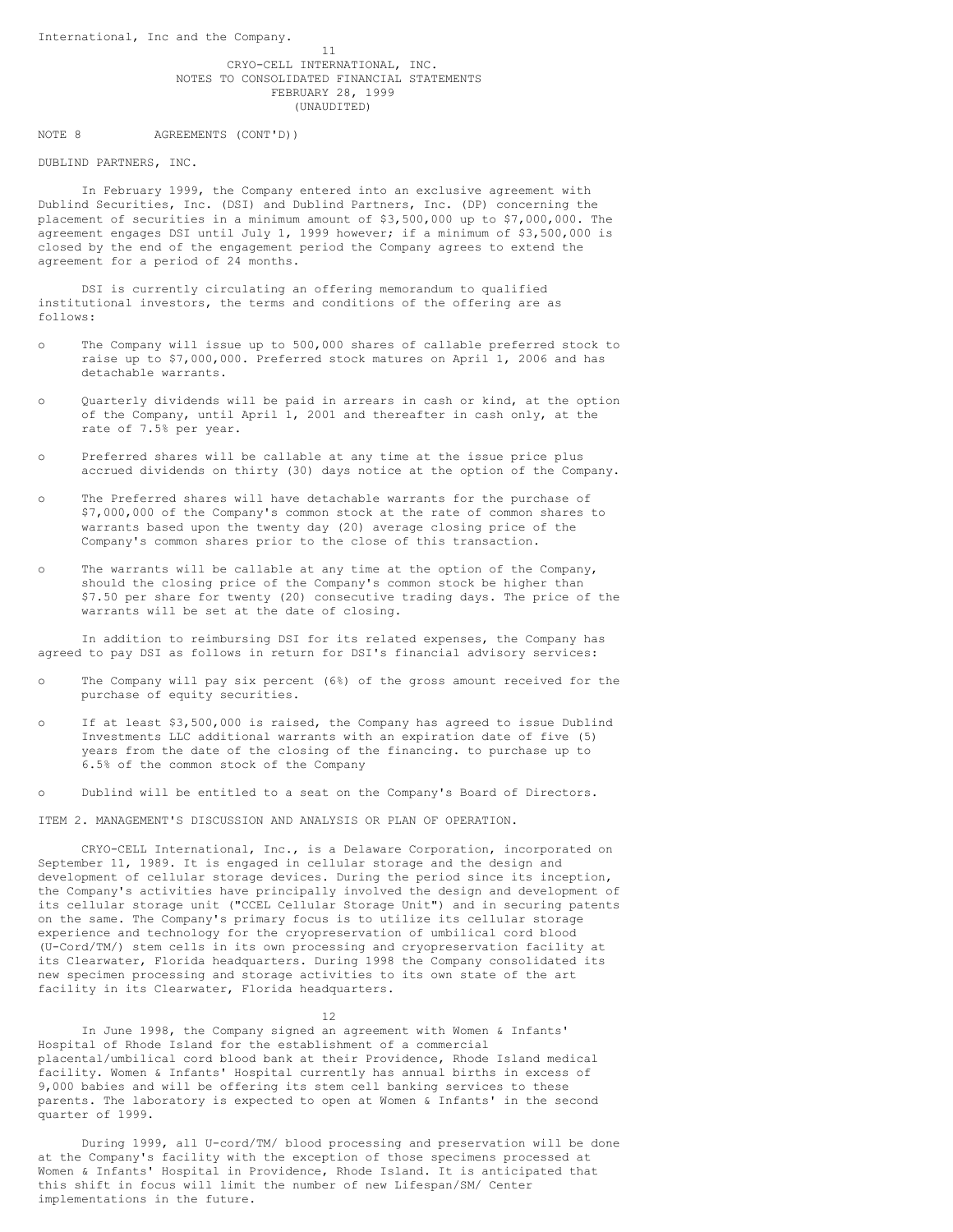International, Inc and the Company.

CRYO-CELL INTERNATIONAL, INC.
NOTES TO CONSOLIDATED FINANCIAL STATEMENTS
FEBRUARY 28, 1999
(UNAUDITED)

NOTE 8 AGREEMENTS (CONT'D))

DUBLIND PARTNERS, INC.

In February 1999, the Company entered into an exclusive agreement with Dublind Securities, Inc. (DSI) and Dublind Partners, Inc. (DP) concerning the placement of securities in a minimum amount of $3,500,000 up to $7,000,000. The agreement engages DSI until July 1, 1999 however; if a minimum of $3,500,000 is closed by the end of the engagement period the Company agrees to extend the agreement for a period of 24 months.

DSI is currently circulating an offering memorandum to qualified institutional investors, the terms and conditions of the offering are as follows:

- The Company will issue up to 500,000 shares of callable preferred stock to raise up to $7,000,000. Preferred stock matures on April 1, 2006 and has detachable warrants.
- Quarterly dividends will be paid in arrears in cash or kind, at the option of the Company, until April 1, 2001 and thereafter in cash only, at the rate of 7.5% per year.
- Preferred shares will be callable at any time at the issue price plus accrued dividends on thirty (30) days notice at the option of the Company.
- The Preferred shares will have detachable warrants for the purchase of $7,000,000 of the Company's common stock at the rate of common shares to warrants based upon the twenty day (20) average closing price of the Company's common shares prior to the close of this transaction.
- The warrants will be callable at any time at the option of the Company, should the closing price of the Company's common stock be higher than $7.50 per share for twenty (20) consecutive trading days. The price of the warrants will be set at the date of closing.

In addition to reimbursing DSI for its related expenses, the Company has agreed to pay DSI as follows in return for DSI's financial advisory services:

- The Company will pay six percent (6%) of the gross amount received for the purchase of equity securities.
- If at least $3,500,000 is raised, the Company has agreed to issue Dublind Investments LLC additional warrants with an expiration date of five (5) years from the date of the closing of the financing. to purchase up to 6.5% of the common stock of the Company
- Dublind will be entitled to a seat on the Company's Board of Directors.

ITEM 2. MANAGEMENT'S DISCUSSION AND ANALYSIS OR PLAN OF OPERATION.

CRYO-CELL International, Inc., is a Delaware Corporation, incorporated on September 11, 1989. It is engaged in cellular storage and the design and development of cellular storage devices. During the period since its inception, the Company's activities have principally involved the design and development of its cellular storage unit ("CCEL Cellular Storage Unit") and in securing patents on the same. The Company's primary focus is to utilize its cellular storage experience and technology for the cryopreservation of umbilical cord blood (U-Cord/TM/) stem cells in its own processing and cryopreservation facility at its Clearwater, Florida headquarters. During 1998 the Company consolidated its new specimen processing and storage activities to its own state of the art facility in its Clearwater, Florida headquarters.

In June 1998, the Company signed an agreement with Women & Infants' Hospital of Rhode Island for the establishment of a commercial placental/umbilical cord blood bank at their Providence, Rhode Island medical facility. Women & Infants' Hospital currently has annual births in excess of 9,000 babies and will be offering its stem cell banking services to these parents. The laboratory is expected to open at Women & Infants' in the second quarter of 1999.

During 1999, all U-cord/TM/ blood processing and preservation will be done at the Company's facility with the exception of those specimens processed at Women & Infants' Hospital in Providence, Rhode Island. It is anticipated that this shift in focus will limit the number of new Lifespan/SM/ Center implementations in the future.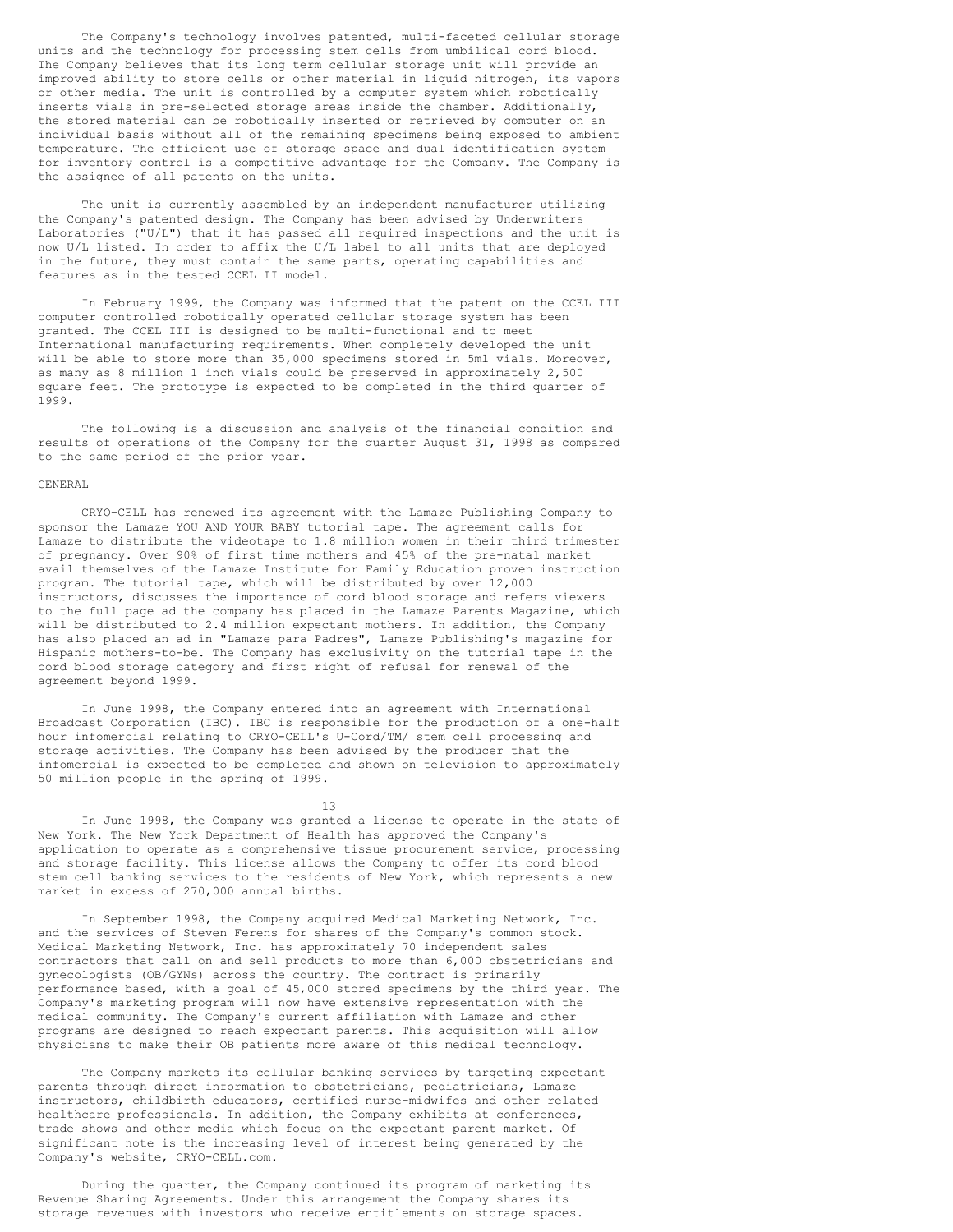The Company's technology involves patented, multi-faceted cellular storage units and the technology for processing stem cells from umbilical cord blood. The Company believes that its long term cellular storage unit will provide an improved ability to store cells or other material in liquid nitrogen, its vapors or other media. The unit is controlled by a computer system which robotically inserts vials in pre-selected storage areas inside the chamber. Additionally, the stored material can be robotically inserted or retrieved by computer on an individual basis without all of the remaining specimens being exposed to ambient temperature. The efficient use of storage space and dual identification system for inventory control is a competitive advantage for the Company. The Company is the assignee of all patents on the units.

The unit is currently assembled by an independent manufacturer utilizing the Company's patented design. The Company has been advised by Underwriters Laboratories ("U/L") that it has passed all required inspections and the unit is now U/L listed. In order to affix the U/L label to all units that are deployed in the future, they must contain the same parts, operating capabilities and features as in the tested CCEL II model.

In February 1999, the Company was informed that the patent on the CCEL III computer controlled robotically operated cellular storage system has been granted. The CCEL III is designed to be multi-functional and to meet International manufacturing requirements. When completely developed the unit will be able to store more than 35,000 specimens stored in 5ml vials. Moreover, as many as 8 million 1 inch vials could be preserved in approximately 2,500 square feet. The prototype is expected to be completed in the third quarter of 1999.

The following is a discussion and analysis of the financial condition and results of operations of the Company for the quarter August 31, 1998 as compared to the same period of the prior year.

GENERAL

CRYO-CELL has renewed its agreement with the Lamaze Publishing Company to sponsor the Lamaze YOU AND YOUR BABY tutorial tape. The agreement calls for Lamaze to distribute the videotape to 1.8 million women in their third trimester of pregnancy. Over 90% of first time mothers and 45% of the pre-natal market avail themselves of the Lamaze Institute for Family Education proven instruction program. The tutorial tape, which will be distributed by over 12,000 instructors, discusses the importance of cord blood storage and refers viewers to the full page ad the company has placed in the Lamaze Parents Magazine, which will be distributed to 2.4 million expectant mothers. In addition, the Company has also placed an ad in "Lamaze para Padres", Lamaze Publishing's magazine for Hispanic mothers-to-be. The Company has exclusivity on the tutorial tape in the cord blood storage category and first right of refusal for renewal of the agreement beyond 1999.

In June 1998, the Company entered into an agreement with International Broadcast Corporation (IBC). IBC is responsible for the production of a one-half hour infomercial relating to CRYO-CELL's U-Cord/TM/ stem cell processing and storage activities. The Company has been advised by the producer that the infomercial is expected to be completed and shown on television to approximately 50 million people in the spring of 1999.

In June 1998, the Company was granted a license to operate in the state of New York. The New York Department of Health has approved the Company's application to operate as a comprehensive tissue procurement service, processing and storage facility. This license allows the Company to offer its cord blood stem cell banking services to the residents of New York, which represents a new market in excess of 270,000 annual births.

In September 1998, the Company acquired Medical Marketing Network, Inc. and the services of Steven Ferens for shares of the Company's common stock. Medical Marketing Network, Inc. has approximately 70 independent sales contractors that call on and sell products to more than 6,000 obstetricians and gynecologists (OB/GYNs) across the country. The contract is primarily performance based, with a goal of 45,000 stored specimens by the third year. The Company's marketing program will now have extensive representation with the medical community. The Company's current affiliation with Lamaze and other programs are designed to reach expectant parents. This acquisition will allow physicians to make their OB patients more aware of this medical technology.

The Company markets its cellular banking services by targeting expectant parents through direct information to obstetricians, pediatricians, Lamaze instructors, childbirth educators, certified nurse-midwifes and other related healthcare professionals. In addition, the Company exhibits at conferences, trade shows and other media which focus on the expectant parent market. Of significant note is the increasing level of interest being generated by the Company's website, CRYO-CELL.com.

During the quarter, the Company continued its program of marketing its Revenue Sharing Agreements. Under this arrangement the Company shares its storage revenues with investors who receive entitlements on storage spaces.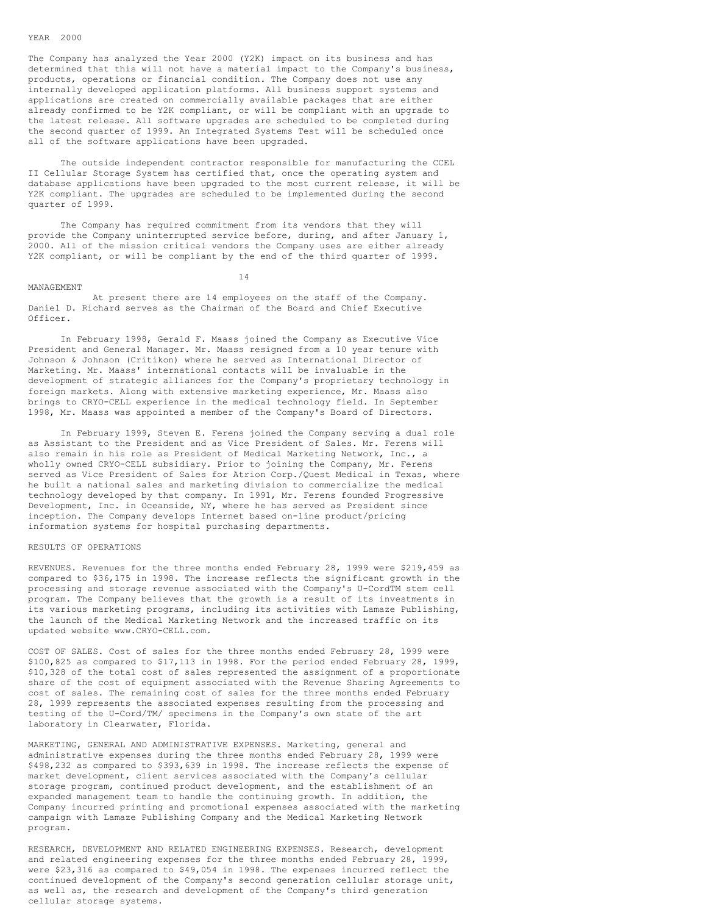## YEAR 2000

The Company has analyzed the Year 2000 (Y2K) impact on its business and has determined that this will not have a material impact to the Company's business, products, operations or financial condition. The Company does not use any internally developed application platforms. All business support systems and applications are created on commercially available packages that are either already confirmed to be Y2K compliant, or will be compliant with an upgrade to the latest release. All software upgrades are scheduled to be completed during the second quarter of 1999. An Integrated Systems Test will be scheduled once all of the software applications have been upgraded.

The outside independent contractor responsible for manufacturing the CCEL II Cellular Storage System has certified that, once the operating system and database applications have been upgraded to the most current release, it will be Y2K compliant. The upgrades are scheduled to be implemented during the second quarter of 1999.

The Company has required commitment from its vendors that they will provide the Company uninterrupted service before, during, and after January 1, 2000. All of the mission critical vendors the Company uses are either already Y2K compliant, or will be compliant by the end of the third quarter of 1999.

## MANAGEMENT

At present there are 14 employees on the staff of the Company. Daniel D. Richard serves as the Chairman of the Board and Chief Executive Officer.

In February 1998, Gerald F. Maass joined the Company as Executive Vice President and General Manager. Mr. Maass resigned from a 10 year tenure with Johnson & Johnson (Critikon) where he served as International Director of Marketing. Mr. Maass' international contacts will be invaluable in the development of strategic alliances for the Company's proprietary technology in foreign markets. Along with extensive marketing experience, Mr. Maass also brings to CRYO-CELL experience in the medical technology field. In September 1998, Mr. Maass was appointed a member of the Company's Board of Directors.

In February 1999, Steven E. Ferens joined the Company serving a dual role as Assistant to the President and as Vice President of Sales. Mr. Ferens will also remain in his role as President of Medical Marketing Network, Inc., a wholly owned CRYO-CELL subsidiary. Prior to joining the Company, Mr. Ferens served as Vice President of Sales for Atrion Corp./Quest Medical in Texas, where he built a national sales and marketing division to commercialize the medical technology developed by that company. In 1991, Mr. Ferens founded Progressive Development, Inc. in Oceanside, NY, where he has served as President since inception. The Company develops Internet based on-line product/pricing information systems for hospital purchasing departments.

## RESULTS OF OPERATIONS

REVENUES. Revenues for the three months ended February 28, 1999 were $219,459 as compared to $36,175 in 1998. The increase reflects the significant growth in the processing and storage revenue associated with the Company's U-CordTM stem cell program. The Company believes that the growth is a result of its investments in its various marketing programs, including its activities with Lamaze Publishing, the launch of the Medical Marketing Network and the increased traffic on its updated website www.CRYO-CELL.com.

COST OF SALES. Cost of sales for the three months ended February 28, 1999 were $100,825 as compared to $17,113 in 1998. For the period ended February 28, 1999, $10,328 of the total cost of sales represented the assignment of a proportionate share of the cost of equipment associated with the Revenue Sharing Agreements to cost of sales. The remaining cost of sales for the three months ended February 28, 1999 represents the associated expenses resulting from the processing and testing of the U-Cord/TM/ specimens in the Company's own state of the art laboratory in Clearwater, Florida.

MARKETING, GENERAL AND ADMINISTRATIVE EXPENSES. Marketing, general and administrative expenses during the three months ended February 28, 1999 were $498,232 as compared to $393,639 in 1998. The increase reflects the expense of market development, client services associated with the Company's cellular storage program, continued product development, and the establishment of an expanded management team to handle the continuing growth. In addition, the Company incurred printing and promotional expenses associated with the marketing campaign with Lamaze Publishing Company and the Medical Marketing Network program.

RESEARCH, DEVELOPMENT AND RELATED ENGINEERING EXPENSES. Research, development and related engineering expenses for the three months ended February 28, 1999, were $23,316 as compared to $49,054 in 1998. The expenses incurred reflect the continued development of the Company's second generation cellular storage unit, as well as, the research and development of the Company's third generation cellular storage systems.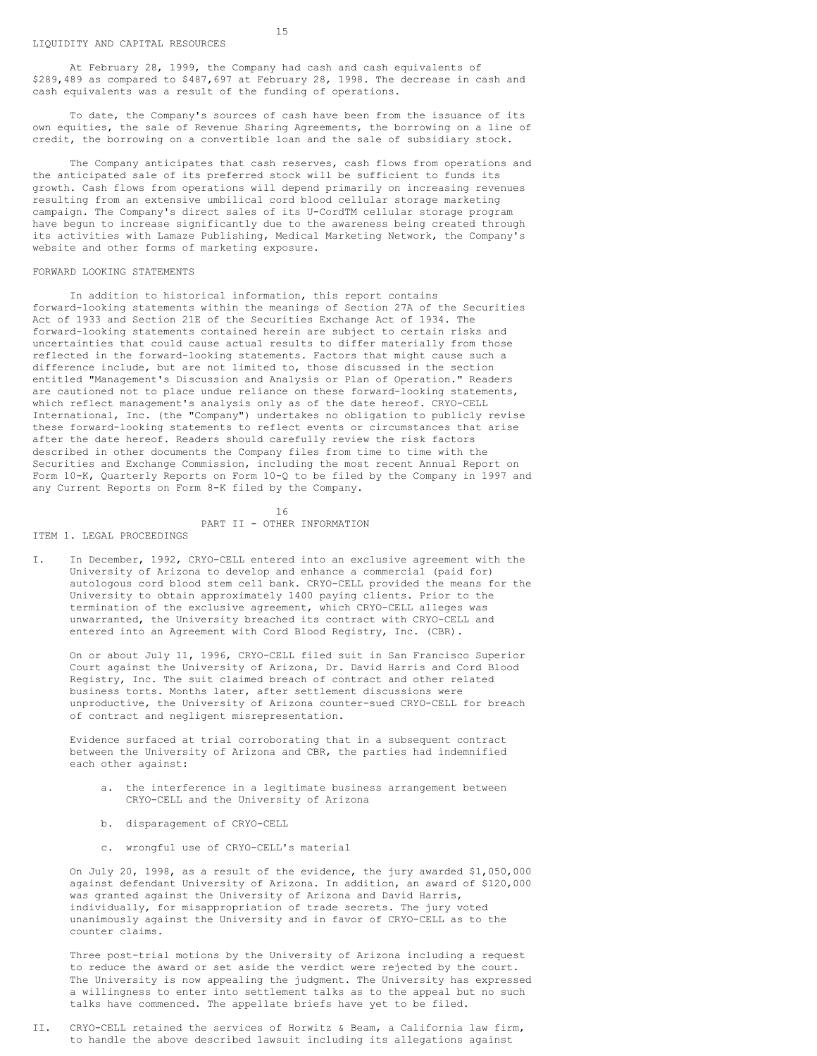## LIQUIDITY AND CAPITAL RESOURCES

At February 28, 1999, the Company had cash and cash equivalents of $289,489 as compared to $487,697 at February 28, 1998. The decrease in cash and cash equivalents was a result of the funding of operations.

To date, the Company's sources of cash have been from the issuance of its own equities, the sale of Revenue Sharing Agreements, the borrowing on a line of credit, the borrowing on a convertible loan and the sale of subsidiary stock.

The Company anticipates that cash reserves, cash flows from operations and the anticipated sale of its preferred stock will be sufficient to funds its growth. Cash flows from operations will depend primarily on increasing revenues resulting from an extensive umbilical cord blood cellular storage marketing campaign. The Company's direct sales of its U-CordTM cellular storage program have begun to increase significantly due to the awareness being created through its activities with Lamaze Publishing, Medical Marketing Network, the Company's website and other forms of marketing exposure.

## FORWARD LOOKING STATEMENTS

In addition to historical information, this report contains forward-looking statements within the meanings of Section 27A of the Securities Act of 1933 and Section 21E of the Securities Exchange Act of 1934. The forward-looking statements contained herein are subject to certain risks and uncertainties that could cause actual results to differ materially from those reflected in the forward-looking statements. Factors that might cause such a difference include, but are not limited to, those discussed in the section entitled "Management's Discussion and Analysis or Plan of Operation." Readers are cautioned not to place undue reliance on these forward-looking statements, which reflect management's analysis only as of the date hereof. CRYO-CELL International, Inc. (the "Company") undertakes no obligation to publicly revise these forward-looking statements to reflect events or circumstances that arise after the date hereof. Readers should carefully review the risk factors described in other documents the Company files from time to time with the Securities and Exchange Commission, including the most recent Annual Report on Form 10-K, Quarterly Reports on Form 10-Q to be filed by the Company in 1997 and any Current Reports on Form 8-K filed by the Company.

# PART II - OTHER INFORMATION

## ITEM 1. LEGAL PROCEEDINGS

I. In December, 1992, CRYO-CELL entered into an exclusive agreement with the University of Arizona to develop and enhance a commercial (paid for) autologous cord blood stem cell bank. CRYO-CELL provided the means for the University to obtain approximately 1400 paying clients. Prior to the termination of the exclusive agreement, which CRYO-CELL alleges was unwarranted, the University breached its contract with CRYO-CELL and entered into an Agreement with Cord Blood Registry, Inc. (CBR).

On or about July 11, 1996, CRYO-CELL filed suit in San Francisco Superior Court against the University of Arizona, Dr. David Harris and Cord Blood Registry, Inc. The suit claimed breach of contract and other related business torts. Months later, after settlement discussions were unproductive, the University of Arizona counter-sued CRYO-CELL for breach of contract and negligent misrepresentation.

Evidence surfaced at trial corroborating that in a subsequent contract between the University of Arizona and CBR, the parties had indemnified each other against:

a. the interference in a legitimate business arrangement between CRYO-CELL and the University of Arizona

b. disparagement of CRYO-CELL

c. wrongful use of CRYO-CELL's material

On July 20, 1998, as a result of the evidence, the jury awarded $1,050,000 against defendant University of Arizona. In addition, an award of $120,000 was granted against the University of Arizona and David Harris, individually, for misappropriation of trade secrets. The jury voted unanimously against the University and in favor of CRYO-CELL as to the counter claims.

Three post-trial motions by the University of Arizona including a request to reduce the award or set aside the verdict were rejected by the court. The University is now appealing the judgment. The University has expressed a willingness to enter into settlement talks as to the appeal but no such talks have commenced. The appellate briefs have yet to be filed.

II. CRYO-CELL retained the services of Horwitz & Beam, a California law firm, to handle the above described lawsuit including its allegations against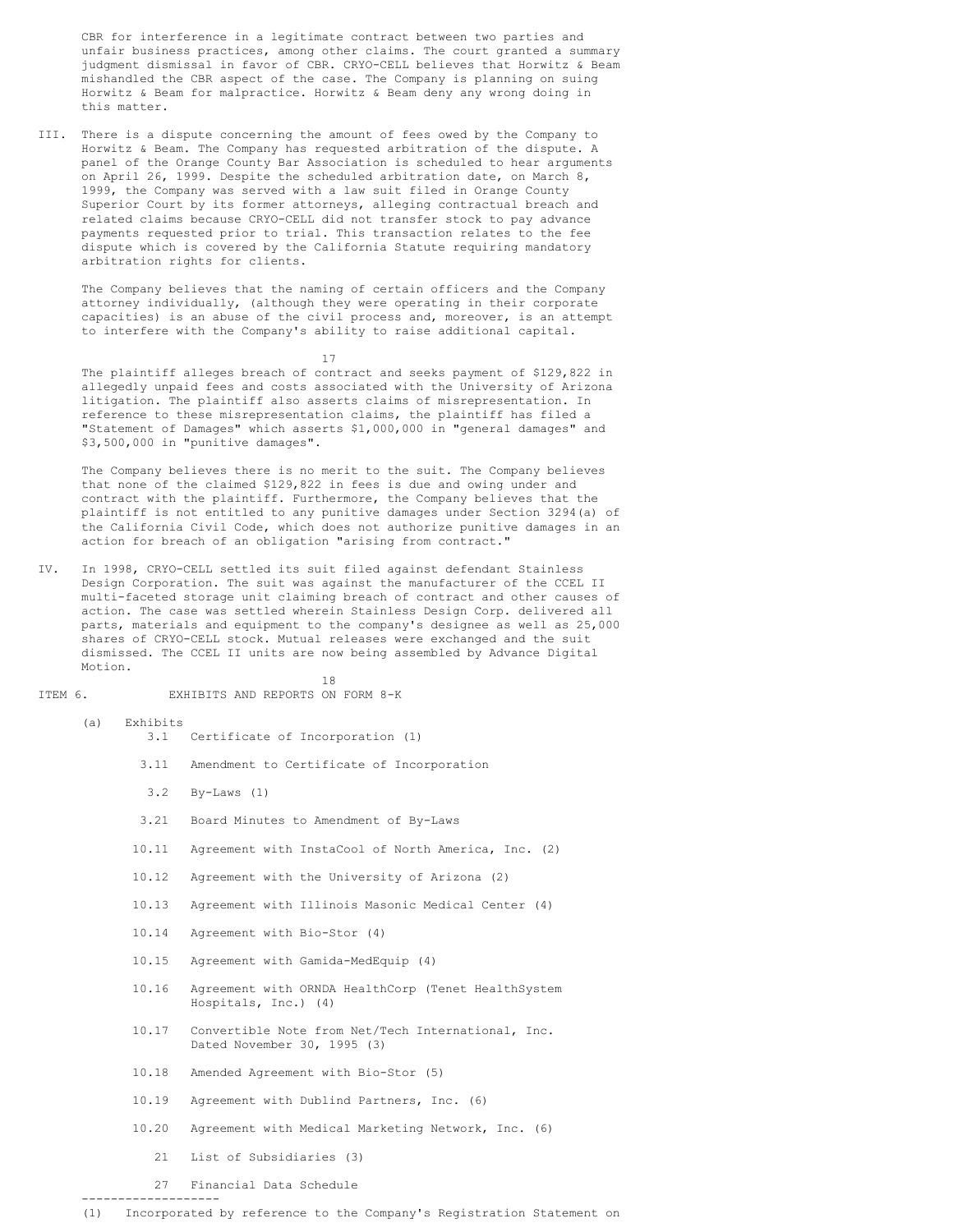CBR for interference in a legitimate contract between two parties and unfair business practices, among other claims. The court granted a summary judgment dismissal in favor of CBR. CRYO-CELL believes that Horwitz & Beam mishandled the CBR aspect of the case. The Company is planning on suing Horwitz & Beam for malpractice. Horwitz & Beam deny any wrong doing in this matter.

III. There is a dispute concerning the amount of fees owed by the Company to Horwitz & Beam. The Company has requested arbitration of the dispute. A panel of the Orange County Bar Association is scheduled to hear arguments on April 26, 1999. Despite the scheduled arbitration date, on March 8, 1999, the Company was served with a law suit filed in Orange County Superior Court by its former attorneys, alleging contractual breach and related claims because CRYO-CELL did not transfer stock to pay advance payments requested prior to trial. This transaction relates to the fee dispute which is covered by the California Statute requiring mandatory arbitration rights for clients.

The Company believes that the naming of certain officers and the Company attorney individually, (although they were operating in their corporate capacities) is an abuse of the civil process and, moreover, is an attempt to interfere with the Company's ability to raise additional capital.

The plaintiff alleges breach of contract and seeks payment of $129,822 in allegedly unpaid fees and costs associated with the University of Arizona litigation. The plaintiff also asserts claims of misrepresentation. In reference to these misrepresentation claims, the plaintiff has filed a "Statement of Damages" which asserts $1,000,000 in "general damages" and $3,500,000 in "punitive damages".

The Company believes there is no merit to the suit. The Company believes that none of the claimed $129,822 in fees is due and owing under and contract with the plaintiff. Furthermore, the Company believes that the plaintiff is not entitled to any punitive damages under Section 3294(a) of the California Civil Code, which does not authorize punitive damages in an action for breach of an obligation "arising from contract."

IV. In 1998, CRYO-CELL settled its suit filed against defendant Stainless Design Corporation. The suit was against the manufacturer of the CCEL II multi-faceted storage unit claiming breach of contract and other causes of action. The case was settled wherein Stainless Design Corp. delivered all parts, materials and equipment to the company's designee as well as 25,000 shares of CRYO-CELL stock. Mutual releases were exchanged and the suit dismissed. The CCEL II units are now being assembled by Advance Digital Motion.

## ITEM 6. EXHIBITS AND REPORTS ON FORM 8-K

(a) Exhibits

| | |
|---|---|
| 3.1 | Certificate of Incorporation (1) |
| 3.11 | Amendment to Certificate of Incorporation |
| 3.2 | By-Laws (1) |
| 3.21 | Board Minutes to Amendment of By-Laws |
| 10.11 | Agreement with InstaCool of North America, Inc. (2) |
| 10.12 | Agreement with the University of Arizona (2) |
| 10.13 | Agreement with Illinois Masonic Medical Center (4) |
| 10.14 | Agreement with Bio-Stor (4) |
| 10.15 | Agreement with Gamida-MedEquip (4) |
| 10.16 | Agreement with ORNDA HealthCorp (Tenet HealthSystem Hospitals, Inc.) (4) |
| 10.17 | Convertible Note from Net/Tech International, Inc. Dated November 30, 1995 (3) |
| 10.18 | Amended Agreement with Bio-Stor (5) |
| 10.19 | Agreement with Dublind Partners, Inc. (6) |
| 10.20 | Agreement with Medical Marketing Network, Inc. (6) |
| 21 | List of Subsidiaries (3) |
| 27 | Financial Data Schedule |

-------------------

(1) Incorporated by reference to the Company's Registration Statement on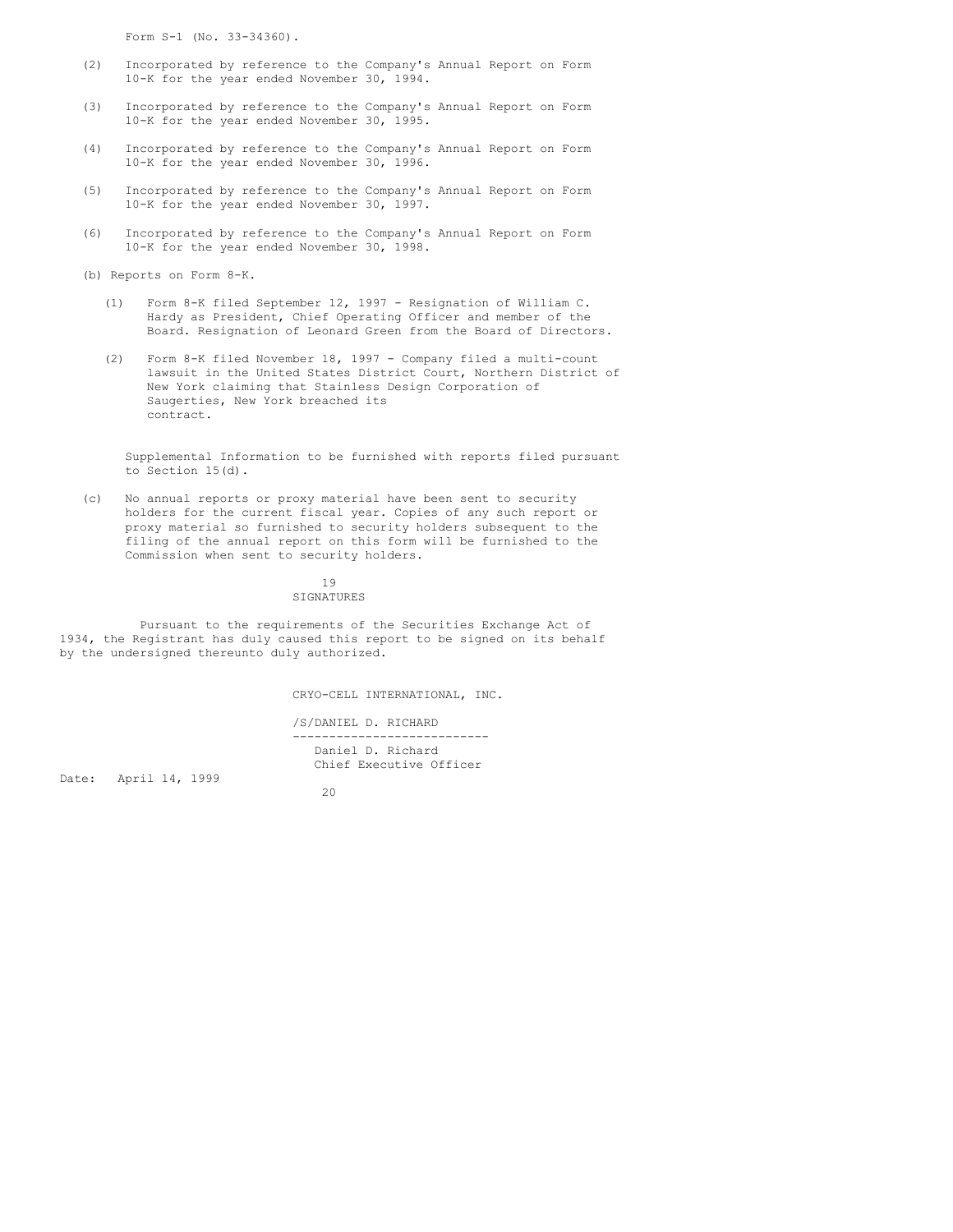Form S-1 (No. 33-34360).

(2) Incorporated by reference to the Company's Annual Report on Form 10-K for the year ended November 30, 1994.

(3) Incorporated by reference to the Company's Annual Report on Form 10-K for the year ended November 30, 1995.

(4) Incorporated by reference to the Company's Annual Report on Form 10-K for the year ended November 30, 1996.

(5) Incorporated by reference to the Company's Annual Report on Form 10-K for the year ended November 30, 1997.

(6) Incorporated by reference to the Company's Annual Report on Form 10-K for the year ended November 30, 1998.

(b) Reports on Form 8-K.

(1) Form 8-K filed September 12, 1997 - Resignation of William C. Hardy as President, Chief Operating Officer and member of the Board. Resignation of Leonard Green from the Board of Directors.

(2) Form 8-K filed November 18, 1997 - Company filed a multi-count lawsuit in the United States District Court, Northern District of New York claiming that Stainless Design Corporation of Saugerties, New York breached its contract.

Supplemental Information to be furnished with reports filed pursuant to Section 15(d).

(c) No annual reports or proxy material have been sent to security holders for the current fiscal year. Copies of any such report or proxy material so furnished to security holders subsequent to the filing of the annual report on this form will be furnished to the Commission when sent to security holders.

## SIGNATURES

Pursuant to the requirements of the Securities Exchange Act of 1934, the Registrant has duly caused this report to be signed on its behalf by the undersigned thereunto duly authorized.

CRYO-CELL INTERNATIONAL, INC.

/S/DANIEL D. RICHARD

Daniel D. Richard
Chief Executive Officer

Date: April 14, 1999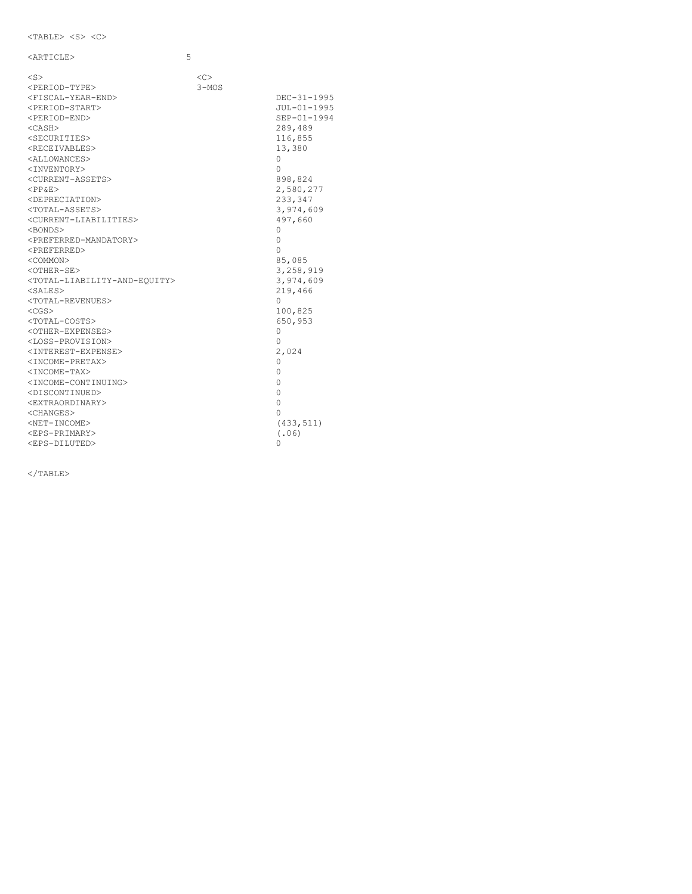```
<TABLE> <S> <C>

<ARTICLE>                     5

<S>                             <C>
<PERIOD-TYPE>                   3-MOS
<FISCAL-YEAR-END>                              DEC-31-1995
<PERIOD-START>                                 JUL-01-1995
<PERIOD-END>                                   SEP-01-1994
<CASH>                                         289,489
<SECURITIES>                                   116,855
<RECEIVABLES>                                  13,380
<ALLOWANCES>                                   0
<INVENTORY>                                    0
<CURRENT-ASSETS>                               898,824
<PP&E>                                         2,580,277
<DEPRECIATION>                                 233,347
<TOTAL-ASSETS>                                 3,974,609
<CURRENT-LIABILITIES>                          497,660
<BONDS>                                        0
<PREFERRED-MANDATORY>                          0
<PREFERRED>                                    0
<COMMON>                                       85,085
<OTHER-SE>                                     3,258,919
<TOTAL-LIABILITY-AND-EQUITY>                   3,974,609
<SALES>                                        219,466
<TOTAL-REVENUES>                               0
<CGS>                                          100,825
<TOTAL-COSTS>                                  650,953
<OTHER-EXPENSES>                               0
<LOSS-PROVISION>                               0
<INTEREST-EXPENSE>                             2,024
<INCOME-PRETAX>                                0
<INCOME-TAX>                                   0
<INCOME-CONTINUING>                            0
<DISCONTINUED>                                 0
<EXTRAORDINARY>                                0
<CHANGES>                                      0
<NET-INCOME>                                   (433,511)
<EPS-PRIMARY>                                  (.06)
<EPS-DILUTED>                                  0

</TABLE>
```